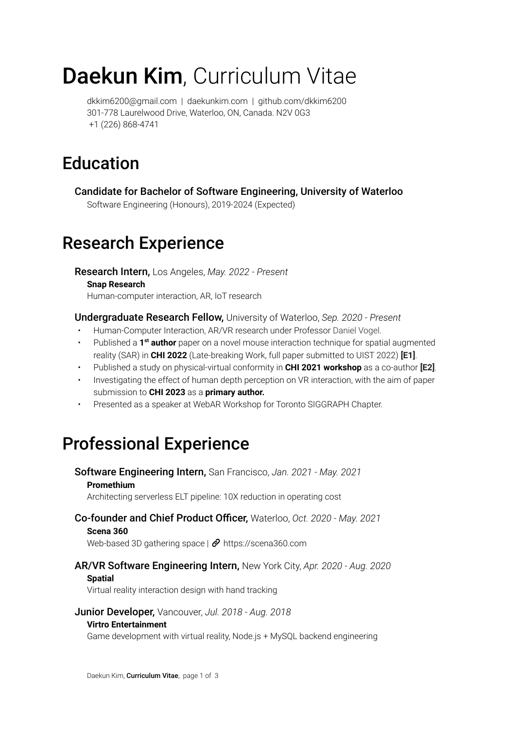# **Daekun Kim**, Curriculum Vitae

dkkim6200@gmail.com | daekunkim.com | github.com/dkkim6200
301-778 Laurelwood Drive, Waterloo, ON, Canada. N2V 0G3
+1 (226) 868-4741

## Education

### Candidate for Bachelor of Software Engineering, University of Waterloo

Software Engineering (Honours), 2019-2024 (Expected)

## Research Experience

### Research Intern, Los Angeles, *May. 2022 - Present*

**Snap Research**
Human-computer interaction, AR, IoT research

### Undergraduate Research Fellow, University of Waterloo, *Sep. 2020 - Present*

- Human-Computer Interaction, AR/VR research under Professor Daniel Vogel.
- Published a **1st author** paper on a novel mouse interaction technique for spatial augmented reality (SAR) in **CHI 2022** (Late-breaking Work, full paper submitted to UIST 2022) **[E1]**.
- Published a study on physical-virtual conformity in **CHI 2021 workshop** as a co-author **[E2]**.
- Investigating the effect of human depth perception on VR interaction, with the aim of paper submission to **CHI 2023** as a **primary author.**
- Presented as a speaker at WebAR Workshop for Toronto SIGGRAPH Chapter.

## Professional Experience

### Software Engineering Intern, San Francisco, *Jan. 2021 - May. 2021*

**Promethium**
Architecting serverless ELT pipeline: 10X reduction in operating cost

### Co-founder and Chief Product Officer, Waterloo, *Oct. 2020 - May. 2021*

**Scena 360**
Web-based 3D gathering space | https://scena360.com

### AR/VR Software Engineering Intern, New York City, *Apr. 2020 - Aug. 2020*

**Spatial**
Virtual reality interaction design with hand tracking

### Junior Developer, Vancouver, *Jul. 2018 - Aug. 2018*

**Virtro Entertainment**
Game development with virtual reality, Node.js + MySQL backend engineering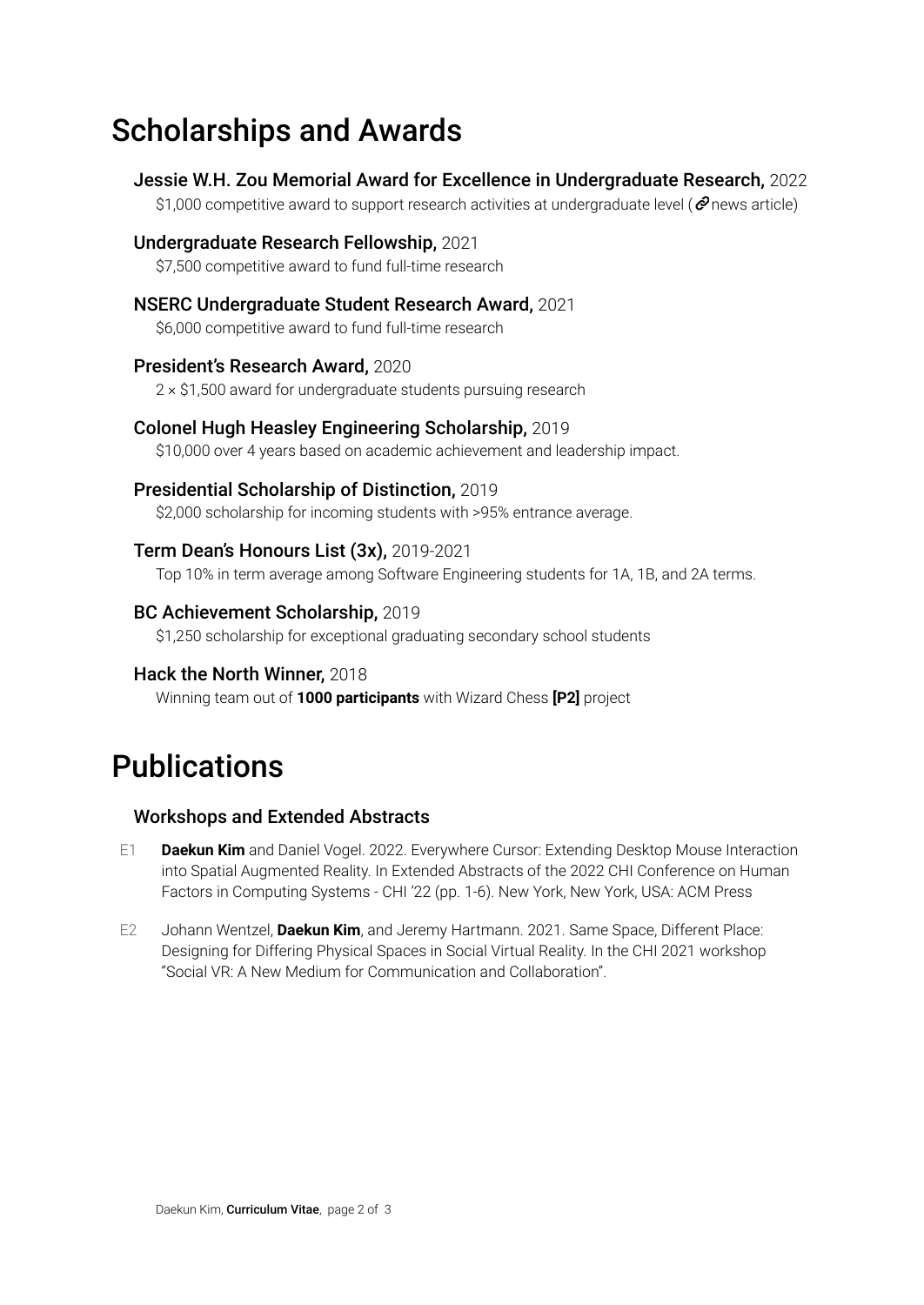# Scholarships and Awards

**Jessie W.H. Zou Memorial Award for Excellence in Undergraduate Research,** 2022
$1,000 competitive award to support research activities at undergraduate level (news article)

**Undergraduate Research Fellowship,** 2021
$7,500 competitive award to fund full-time research

**NSERC Undergraduate Student Research Award,** 2021
$6,000 competitive award to fund full-time research

**President's Research Award,** 2020
2 × $1,500 award for undergraduate students pursuing research

**Colonel Hugh Heasley Engineering Scholarship,** 2019
$10,000 over 4 years based on academic achievement and leadership impact.

**Presidential Scholarship of Distinction,** 2019
$2,000 scholarship for incoming students with >95% entrance average.

**Term Dean's Honours List (3x),** 2019-2021
Top 10% in term average among Software Engineering students for 1A, 1B, and 2A terms.

**BC Achievement Scholarship,** 2019
$1,250 scholarship for exceptional graduating secondary school students

**Hack the North Winner,** 2018
Winning team out of **1000 participants** with Wizard Chess **[P2]** project

# Publications

## Workshops and Extended Abstracts

E1 **Daekun Kim** and Daniel Vogel. 2022. Everywhere Cursor: Extending Desktop Mouse Interaction into Spatial Augmented Reality. In Extended Abstracts of the 2022 CHI Conference on Human Factors in Computing Systems - CHI '22 (pp. 1-6). New York, New York, USA: ACM Press

E2 Johann Wentzel, **Daekun Kim**, and Jeremy Hartmann. 2021. Same Space, Different Place: Designing for Differing Physical Spaces in Social Virtual Reality. In the CHI 2021 workshop "Social VR: A New Medium for Communication and Collaboration".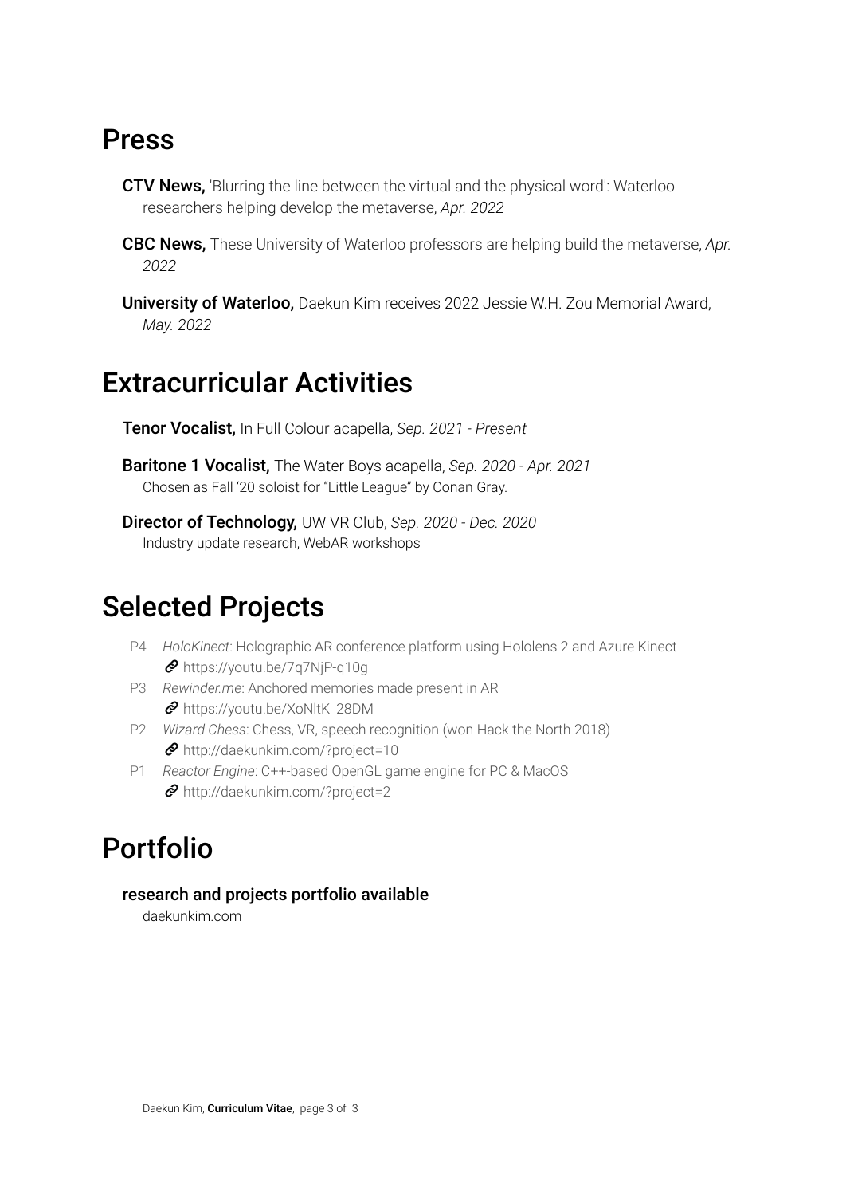# Press

**CTV News,** 'Blurring the line between the virtual and the physical word': Waterloo researchers helping develop the metaverse, *Apr. 2022*

**CBC News,** These University of Waterloo professors are helping build the metaverse, *Apr. 2022*

**University of Waterloo,** Daekun Kim receives 2022 Jessie W.H. Zou Memorial Award, *May. 2022*

# Extracurricular Activities

**Tenor Vocalist,** In Full Colour acapella, *Sep. 2021 - Present*

**Baritone 1 Vocalist,** The Water Boys acapella, *Sep. 2020 - Apr. 2021*
Chosen as Fall '20 soloist for "Little League" by Conan Gray.

**Director of Technology,** UW VR Club, *Sep. 2020 - Dec. 2020*
Industry update research, WebAR workshops

# Selected Projects

P4 *HoloKinect*: Holographic AR conference platform using Hololens 2 and Azure Kinect
🔗 https://youtu.be/7q7NjP-q10g

P3 *Rewinder.me*: Anchored memories made present in AR
🔗 https://youtu.be/XoNltK_28DM

P2 *Wizard Chess*: Chess, VR, speech recognition (won Hack the North 2018)
🔗 http://daekunkim.com/?project=10

P1 *Reactor Engine*: C++-based OpenGL game engine for PC & MacOS
🔗 http://daekunkim.com/?project=2

# Portfolio

**research and projects portfolio available**
daekunkim.com